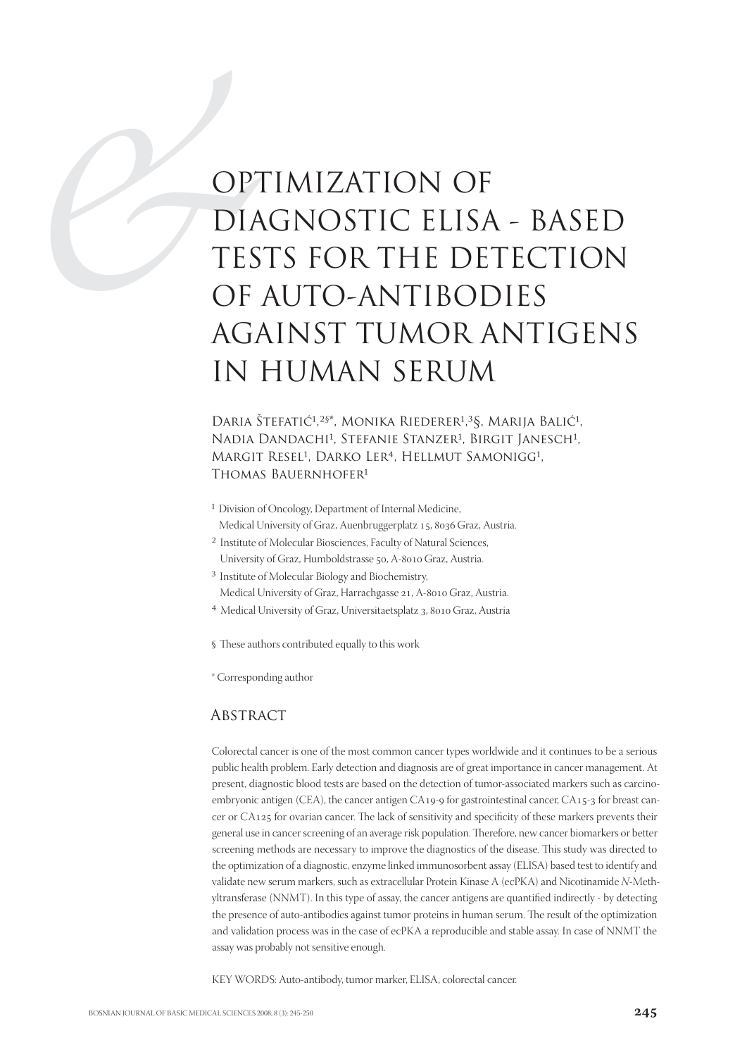# OPTIMIZATION OF DIAGNOSTIC ELISA - BASED TESTS FOR THE DETECTION OF AUTO-ANTIBODIES AGAINST TUMOR ANTIGENS IN HUMAN SERUM

Daria Štefatić[1,2§*], Monika Riederer[1,3§], Marija Balić[1], Nadia Dandachi[1], Stefanie Stanzer[1], Birgit Janesch[1], Margit Resel[1], Darko Ler[4], Hellmut Samonigg[1], Thomas Bauernhofer[1]

[1] Division of Oncology, Department of Internal Medicine, Medical University of Graz, Auenbruggerplatz 15, 8036 Graz, Austria.

[2] Institute of Molecular Biosciences, Faculty of Natural Sciences, University of Graz, Humboldstrasse 50, A-8010 Graz, Austria.

[3] Institute of Molecular Biology and Biochemistry, Medical University of Graz, Harrachgasse 21, A-8010 Graz, Austria.

[4] Medical University of Graz, Universitaetsplatz 3, 8010 Graz, Austria

§ These authors contributed equally to this work

\* Corresponding author

## Abstract

Colorectal cancer is one of the most common cancer types worldwide and it continues to be a serious public health problem. Early detection and diagnosis are of great importance in cancer management. At present, diagnostic blood tests are based on the detection of tumor-associated markers such as carcinoembryonic antigen (CEA), the cancer antigen CA19-9 for gastrointestinal cancer, CA15-3 for breast cancer or CA125 for ovarian cancer. The lack of sensitivity and specificity of these markers prevents their general use in cancer screening of an average risk population. Therefore, new cancer biomarkers or better screening methods are necessary to improve the diagnostics of the disease. This study was directed to the optimization of a diagnostic, enzyme linked immunosorbent assay (ELISA) based test to identify and validate new serum markers, such as extracellular Protein Kinase A (ecPKA) and Nicotinamide *N*-Methyltransferase (NNMT). In this type of assay, the cancer antigens are quantified indirectly - by detecting the presence of auto-antibodies against tumor proteins in human serum. The result of the optimization and validation process was in the case of ecPKA a reproducible and stable assay. In case of NNMT the assay was probably not sensitive enough.

KEY WORDS: Auto-antibody, tumor marker, ELISA, colorectal cancer.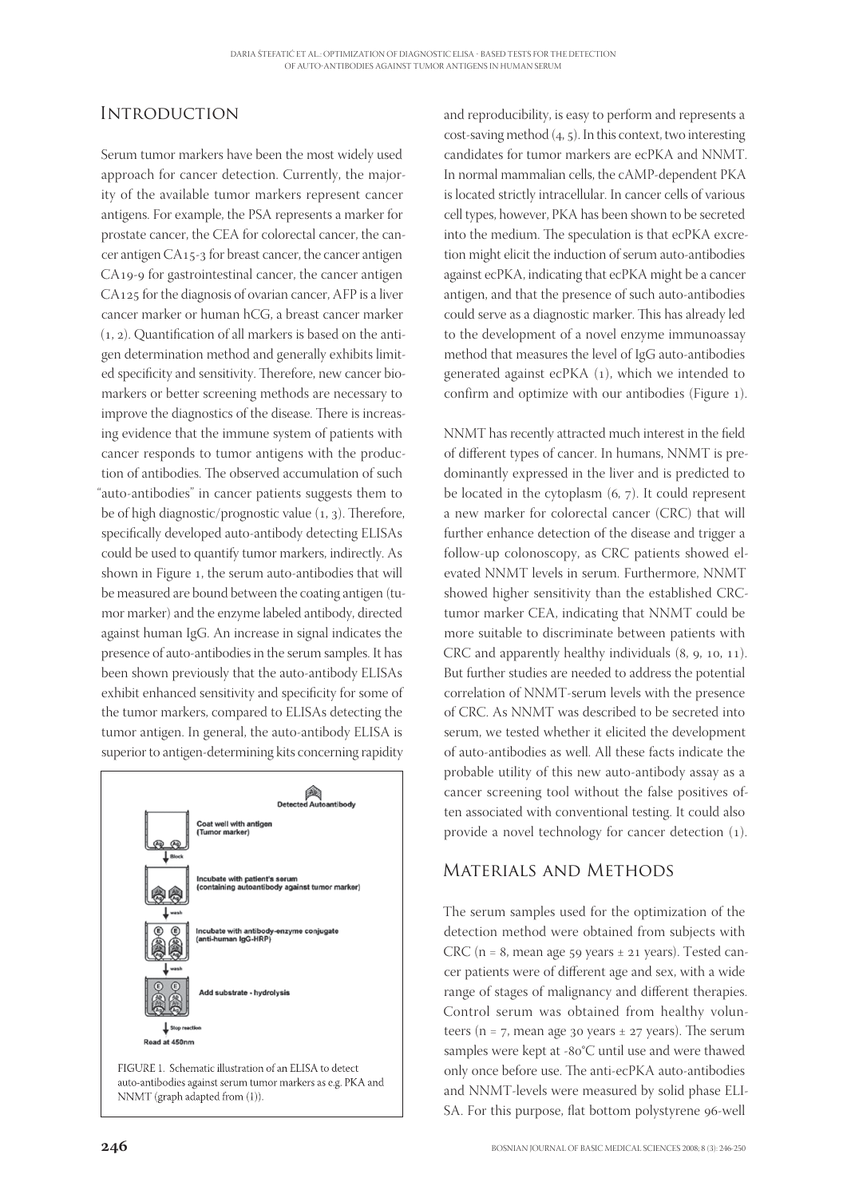## Introduction

Serum tumor markers have been the most widely used approach for cancer detection. Currently, the majority of the available tumor markers represent cancer antigens. For example, the PSA represents a marker for prostate cancer, the CEA for colorectal cancer, the cancer antigen CA15-3 for breast cancer, the cancer antigen CA19-9 for gastrointestinal cancer, the cancer antigen CA125 for the diagnosis of ovarian cancer, AFP is a liver cancer marker or human hCG, a breast cancer marker (1, 2). Quantification of all markers is based on the antigen determination method and generally exhibits limited specificity and sensitivity. Therefore, new cancer biomarkers or better screening methods are necessary to improve the diagnostics of the disease. There is increasing evidence that the immune system of patients with cancer responds to tumor antigens with the production of antibodies. The observed accumulation of such "auto-antibodies" in cancer patients suggests them to be of high diagnostic/prognostic value (1, 3). Therefore, specifically developed auto-antibody detecting ELISAs could be used to quantify tumor markers, indirectly. As shown in Figure 1, the serum auto-antibodies that will be measured are bound between the coating antigen (tumor marker) and the enzyme labeled antibody, directed against human IgG. An increase in signal indicates the presence of auto-antibodies in the serum samples. It has been shown previously that the auto-antibody ELISAs exhibit enhanced sensitivity and specificity for some of the tumor markers, compared to ELISAs detecting the tumor antigen. In general, the auto-antibody ELISA is superior to antigen-determining kits concerning rapidity and reproducibility, is easy to perform and represents a cost-saving method (4, 5). In this context, two interesting candidates for tumor markers are ecPKA and NNMT. In normal mammalian cells, the cAMP-dependent PKA is located strictly intracellular. In cancer cells of various cell types, however, PKA has been shown to be secreted into the medium. The speculation is that ecPKA excretion might elicit the induction of serum auto-antibodies against ecPKA, indicating that ecPKA might be a cancer antigen, and that the presence of such auto-antibodies could serve as a diagnostic marker. This has already led to the development of a novel enzyme immunoassay method that measures the level of IgG auto-antibodies generated against ecPKA (1), which we intended to confirm and optimize with our antibodies (Figure 1).

FIGURE 1. Schematic illustration of an ELISA to detect auto-antibodies against serum tumor markers as e.g. PKA and NNMT (graph adapted from (1)).

NNMT has recently attracted much interest in the field of different types of cancer. In humans, NNMT is predominantly expressed in the liver and is predicted to be located in the cytoplasm (6, 7). It could represent a new marker for colorectal cancer (CRC) that will further enhance detection of the disease and trigger a follow-up colonoscopy, as CRC patients showed elevated NNMT levels in serum. Furthermore, NNMT showed higher sensitivity than the established CRC-tumor marker CEA, indicating that NNMT could be more suitable to discriminate between patients with CRC and apparently healthy individuals (8, 9, 10, 11). But further studies are needed to address the potential correlation of NNMT-serum levels with the presence of CRC. As NNMT was described to be secreted into serum, we tested whether it elicited the development of auto-antibodies as well. All these facts indicate the probable utility of this new auto-antibody assay as a cancer screening tool without the false positives often associated with conventional testing. It could also provide a novel technology for cancer detection (1).

## Materials and Methods

The serum samples used for the optimization of the detection method were obtained from subjects with CRC (n = 8, mean age 59 years ± 21 years). Tested cancer patients were of different age and sex, with a wide range of stages of malignancy and different therapies. Control serum was obtained from healthy volunteers (n = 7, mean age 30 years ± 27 years). The serum samples were kept at -80°C until use and were thawed only once before use. The anti-ecPKA auto-antibodies and NNMT-levels were measured by solid phase ELISA. For this purpose, flat bottom polystyrene 96-well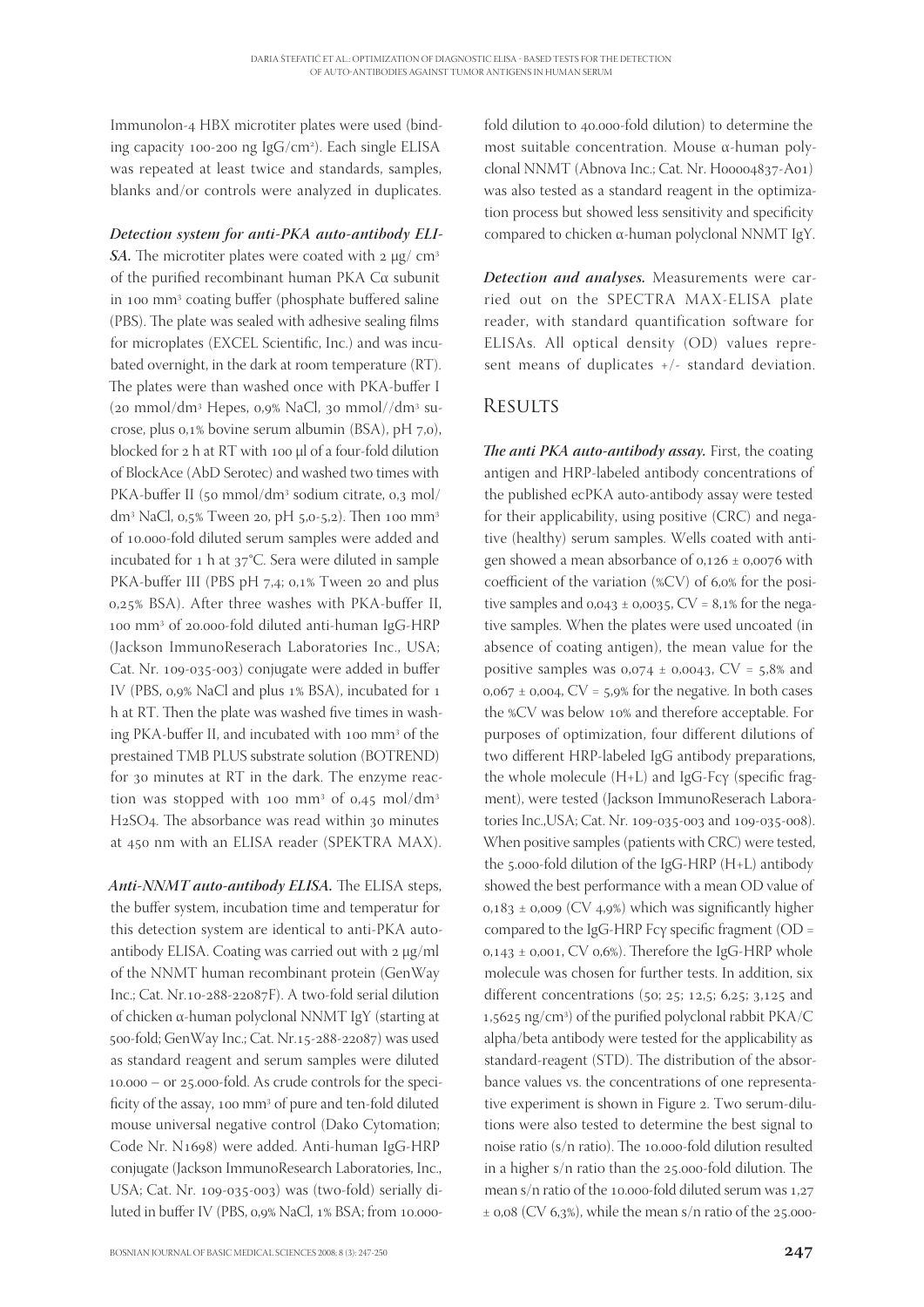Immunolon-4 HBX microtiter plates were used (binding capacity 100-200 ng IgG/cm²). Each single ELISA was repeated at least twice and standards, samples, blanks and/or controls were analyzed in duplicates.

***Detection system for anti-PKA auto-antibody ELISA.*** The microtiter plates were coated with 2 μg/ cm³ of the purified recombinant human PKA Cα subunit in 100 mm³ coating buffer (phosphate buffered saline (PBS). The plate was sealed with adhesive sealing films for microplates (EXCEL Scientific, Inc.) and was incubated overnight, in the dark at room temperature (RT). The plates were than washed once with PKA-buffer I (20 mmol/dm³ Hepes, 0,9% NaCl, 30 mmol//dm³ sucrose, plus 0,1% bovine serum albumin (BSA), pH 7,0), blocked for 2 h at RT with 100 μl of a four-fold dilution of BlockAce (AbD Serotec) and washed two times with PKA-buffer II (50 mmol/dm³ sodium citrate, 0,3 mol/dm³ NaCl, 0,5% Tween 20, pH 5,0-5,2). Then 100 mm³ of 10.000-fold diluted serum samples were added and incubated for 1 h at 37°C. Sera were diluted in sample PKA-buffer III (PBS pH 7,4; 0,1% Tween 20 and plus 0,25% BSA). After three washes with PKA-buffer II, 100 mm³ of 20.000-fold diluted anti-human IgG-HRP (Jackson ImmunoReserach Laboratories Inc., USA; Cat. Nr. 109-035-003) conjugate were added in buffer IV (PBS, 0,9% NaCl and plus 1% BSA), incubated for 1 h at RT. Then the plate was washed five times in washing PKA-buffer II, and incubated with 100 mm³ of the prestained TMB PLUS substrate solution (BOTREND) for 30 minutes at RT in the dark. The enzyme reaction was stopped with 100 mm³ of 0,45 mol/dm³ $H_2SO_4$. The absorbance was read within 30 minutes at 450 nm with an ELISA reader (SPEKTRA MAX).

***Anti-NNMT auto-antibody ELISA.*** The ELISA steps, the buffer system, incubation time and temperatur for this detection system are identical to anti-PKA auto-antibody ELISA. Coating was carried out with 2 μg/ml of the NNMT human recombinant protein (GenWay Inc.; Cat. Nr.10-288-22087F). A two-fold serial dilution of chicken α-human polyclonal NNMT IgY (starting at 500-fold; GenWay Inc.; Cat. Nr.15-288-22087) was used as standard reagent and serum samples were diluted 10.000 – or 25.000-fold. As crude controls for the specificity of the assay, 100 mm³ of pure and ten-fold diluted mouse universal negative control (Dako Cytomation; Code Nr. N1698) were added. Anti-human IgG-HRP conjugate (Jackson ImmunoResearch Laboratories, Inc., USA; Cat. Nr. 109-035-003) was (two-fold) serially diluted in buffer IV (PBS, 0,9% NaCl, 1% BSA; from 10.000-fold dilution to 40.000-fold dilution) to determine the most suitable concentration. Mouse α-human polyclonal NNMT (Abnova Inc.; Cat. Nr. H00004837-A01) was also tested as a standard reagent in the optimization process but showed less sensitivity and specificity compared to chicken α-human polyclonal NNMT IgY.

***Detection and analyses.*** Measurements were carried out on the SPECTRA MAX-ELISA plate reader, with standard quantification software for ELISAs. All optical density (OD) values represent means of duplicates +/- standard deviation.

## Results

***The anti PKA auto-antibody assay.*** First, the coating antigen and HRP-labeled antibody concentrations of the published ecPKA auto-antibody assay were tested for their applicability, using positive (CRC) and negative (healthy) serum samples. Wells coated with antigen showed a mean absorbance of 0,126 ± 0,0076 with coefficient of the variation (%CV) of 6,0% for the positive samples and 0,043 ± 0,0035, CV = 8,1% for the negative samples. When the plates were used uncoated (in absence of coating antigen), the mean value for the positive samples was 0,074 ± 0,0043, CV = 5,8% and 0,067 ± 0,004, CV = 5,9% for the negative. In both cases the %CV was below 10% and therefore acceptable. For purposes of optimization, four different dilutions of two different HRP-labeled IgG antibody preparations, the whole molecule (H+L) and IgG-Fcγ (specific fragment), were tested (Jackson ImmunoReserach Laboratories Inc.,USA; Cat. Nr. 109-035-003 and 109-035-008). When positive samples (patients with CRC) were tested, the 5.000-fold dilution of the IgG-HRP (H+L) antibody showed the best performance with a mean OD value of 0,183 ± 0,009 (CV 4,9%) which was significantly higher compared to the IgG-HRP Fcγ specific fragment (OD = 0,143 ± 0,001, CV 0,6%). Therefore the IgG-HRP whole molecule was chosen for further tests. In addition, six different concentrations (50; 25; 12,5; 6,25; 3,125 and 1,5625 ng/cm³) of the purified polyclonal rabbit PKA/C alpha/beta antibody were tested for the applicability as standard-reagent (STD). The distribution of the absorbance values vs. the concentrations of one representative experiment is shown in Figure 2. Two serum-dilutions were also tested to determine the best signal to noise ratio (s/n ratio). The 10.000-fold dilution resulted in a higher s/n ratio than the 25.000-fold dilution. The mean s/n ratio of the 10.000-fold diluted serum was 1,27 ± 0,08 (CV 6,3%), while the mean s/n ratio of the 25.000-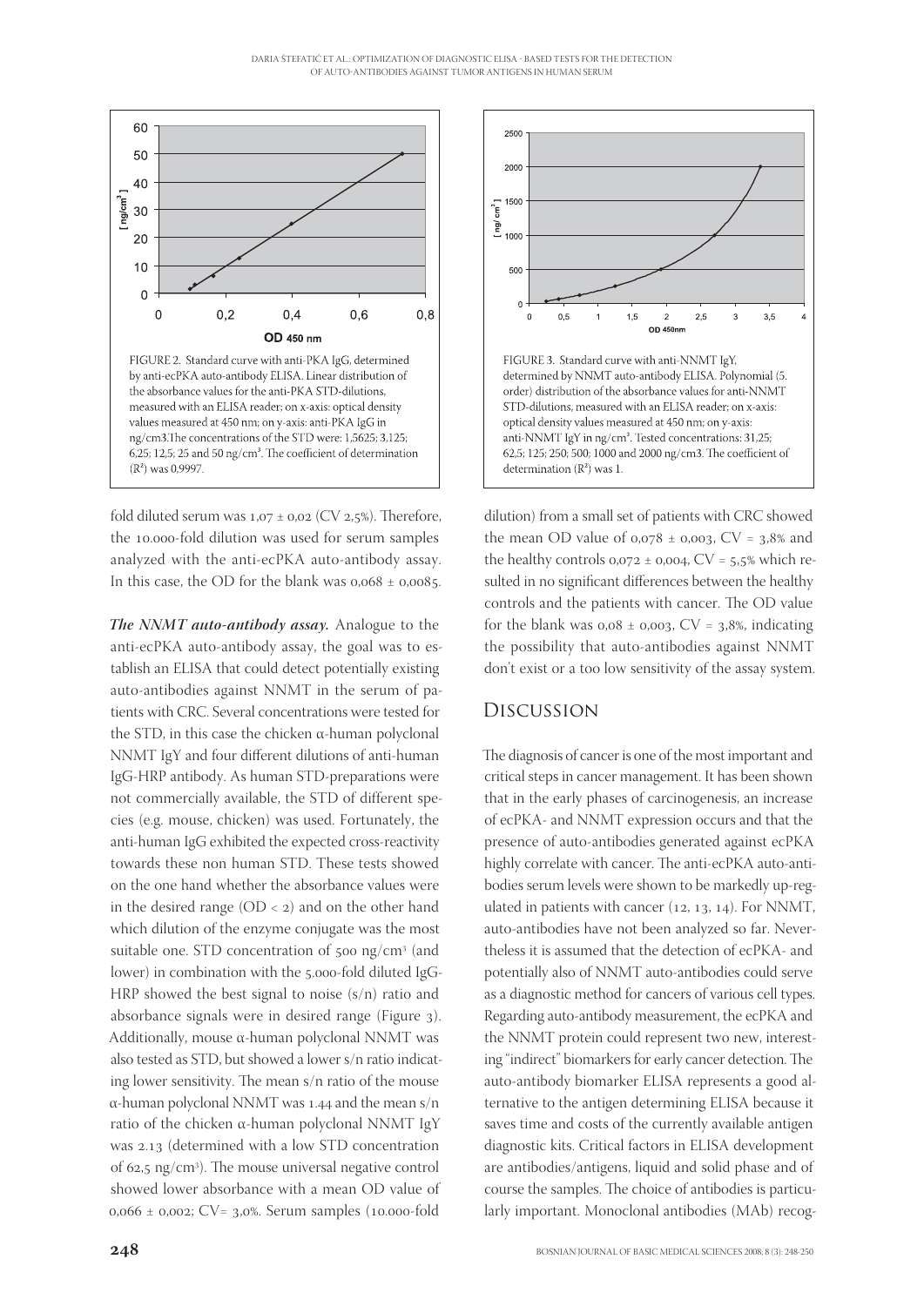FIGURE 2. Standard curve with anti-PKA IgG, determined by anti-ecPKA auto-antibody ELISA. Linear distribution of the absorbance values for the anti-PKA STD-dilutions, measured with an ELISA reader; on x-axis: optical density values measured at 450 nm; on y-axis: anti-PKA IgG in ng/cm3.The concentrations of the STD were: 1,5625; 3,125; 6,25; 12,5; 25 and 50 ng/cm³. The coefficient of determination ($R^2$) was 0,9997.

FIGURE 3. Standard curve with anti-NNMT IgY, determined by NNMT auto-antibody ELISA. Polynomial (5. order) distribution of the absorbance values for anti-NNMT STD-dilutions, measured with an ELISA reader; on x-axis: optical density values measured at 450 nm; on y-axis: anti-NNMT IgY in ng/cm³. Tested concentrations: 31,25; 62,5; 125; 250; 500; 1000 and 2000 ng/cm3. The coefficient of determination ($R^2$) was 1.

fold diluted serum was 1,07 ± 0,02 (CV 2,5%). Therefore, the 10.000-fold dilution was used for serum samples analyzed with the anti-ecPKA auto-antibody assay. In this case, the OD for the blank was 0,068 ± 0,0085.

***The NNMT auto-antibody assay.*** Analogue to the anti-ecPKA auto-antibody assay, the goal was to establish an ELISA that could detect potentially existing auto-antibodies against NNMT in the serum of patients with CRC. Several concentrations were tested for the STD, in this case the chicken α-human polyclonal NNMT IgY and four different dilutions of anti-human IgG-HRP antibody. As human STD-preparations were not commercially available, the STD of different species (e.g. mouse, chicken) was used. Fortunately, the anti-human IgG exhibited the expected cross-reactivity towards these non human STD. These tests showed on the one hand whether the absorbance values were in the desired range (OD < 2) and on the other hand which dilution of the enzyme conjugate was the most suitable one. STD concentration of 500 ng/cm³ (and lower) in combination with the 5.000-fold diluted IgG-HRP showed the best signal to noise (s/n) ratio and absorbance signals were in desired range (Figure 3). Additionally, mouse α-human polyclonal NNMT was also tested as STD, but showed a lower s/n ratio indicating lower sensitivity. The mean s/n ratio of the mouse α-human polyclonal NNMT was 1.44 and the mean s/n ratio of the chicken α-human polyclonal NNMT IgY was 2.13 (determined with a low STD concentration of 62,5 ng/cm³). The mouse universal negative control showed lower absorbance with a mean OD value of 0,066 ± 0,002; CV= 3,0%. Serum samples (10.000-fold dilution) from a small set of patients with CRC showed the mean OD value of 0,078 ± 0,003, CV = 3,8% and the healthy controls 0,072 ± 0,004, CV = 5,5% which resulted in no significant differences between the healthy controls and the patients with cancer. The OD value for the blank was 0,08 ± 0,003, CV = 3,8%, indicating the possibility that auto-antibodies against NNMT don't exist or a too low sensitivity of the assay system.

## Discussion

The diagnosis of cancer is one of the most important and critical steps in cancer management. It has been shown that in the early phases of carcinogenesis, an increase of ecPKA- and NNMT expression occurs and that the presence of auto-antibodies generated against ecPKA highly correlate with cancer. The anti-ecPKA auto-antibodies serum levels were shown to be markedly up-regulated in patients with cancer (12, 13, 14). For NNMT, auto-antibodies have not been analyzed so far. Nevertheless it is assumed that the detection of ecPKA- and potentially also of NNMT auto-antibodies could serve as a diagnostic method for cancers of various cell types. Regarding auto-antibody measurement, the ecPKA and the NNMT protein could represent two new, interesting "indirect" biomarkers for early cancer detection. The auto-antibody biomarker ELISA represents a good alternative to the antigen determining ELISA because it saves time and costs of the currently available antigen diagnostic kits. Critical factors in ELISA development are antibodies/antigens, liquid and solid phase and of course the samples. The choice of antibodies is particularly important. Monoclonal antibodies (MAb) recog-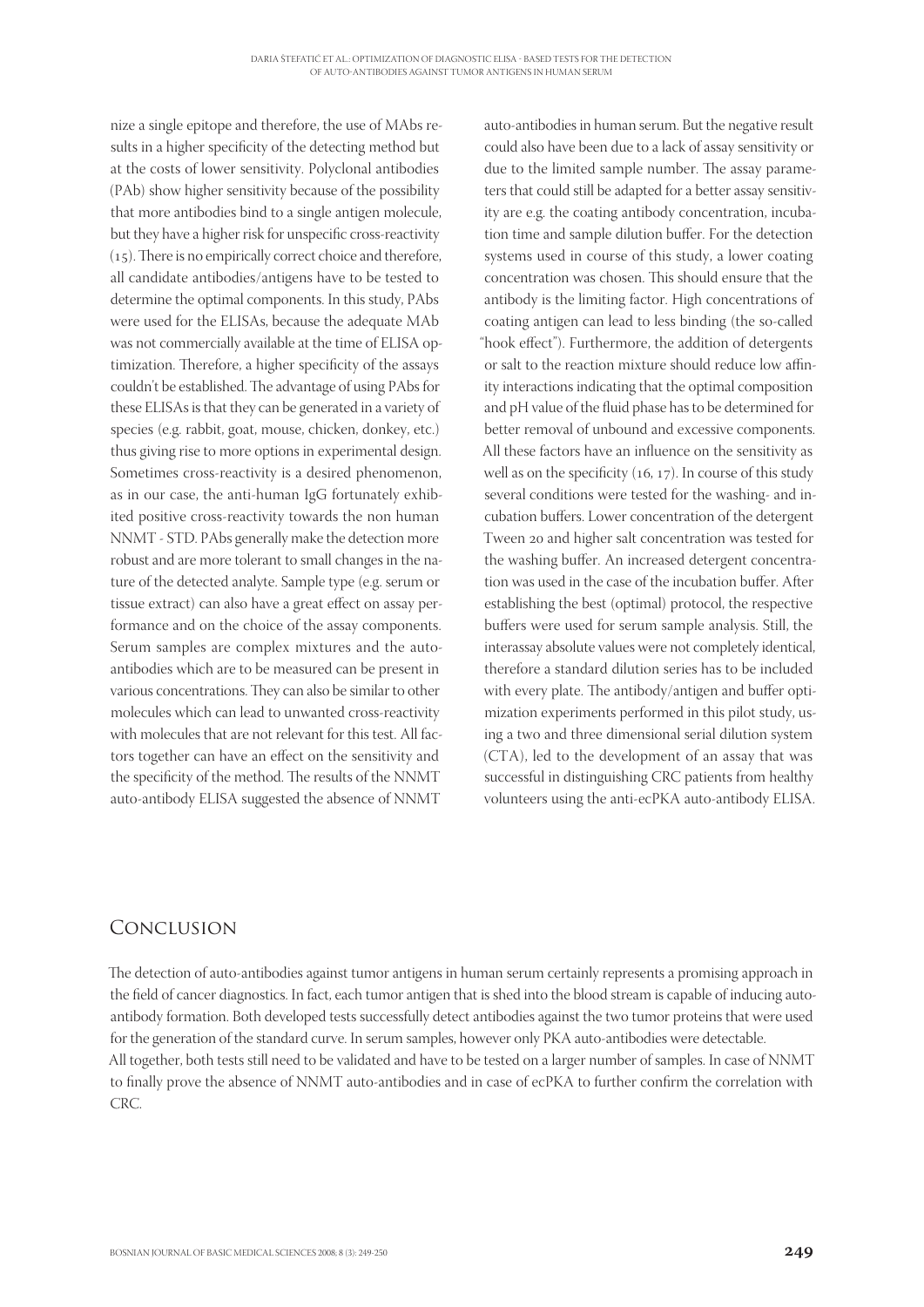nize a single epitope and therefore, the use of MAbs results in a higher specificity of the detecting method but at the costs of lower sensitivity. Polyclonal antibodies (PAb) show higher sensitivity because of the possibility that more antibodies bind to a single antigen molecule, but they have a higher risk for unspecific cross-reactivity (15). There is no empirically correct choice and therefore, all candidate antibodies/antigens have to be tested to determine the optimal components. In this study, PAbs were used for the ELISAs, because the adequate MAb was not commercially available at the time of ELISA optimization. Therefore, a higher specificity of the assays couldn't be established. The advantage of using PAbs for these ELISAs is that they can be generated in a variety of species (e.g. rabbit, goat, mouse, chicken, donkey, etc.) thus giving rise to more options in experimental design. Sometimes cross-reactivity is a desired phenomenon, as in our case, the anti-human IgG fortunately exhibited positive cross-reactivity towards the non human NNMT - STD. PAbs generally make the detection more robust and are more tolerant to small changes in the nature of the detected analyte. Sample type (e.g. serum or tissue extract) can also have a great effect on assay performance and on the choice of the assay components. Serum samples are complex mixtures and the auto-antibodies which are to be measured can be present in various concentrations. They can also be similar to other molecules which can lead to unwanted cross-reactivity with molecules that are not relevant for this test. All factors together can have an effect on the sensitivity and the specificity of the method. The results of the NNMT auto-antibody ELISA suggested the absence of NNMT auto-antibodies in human serum. But the negative result could also have been due to a lack of assay sensitivity or due to the limited sample number. The assay parameters that could still be adapted for a better assay sensitivity are e.g. the coating antibody concentration, incubation time and sample dilution buffer. For the detection systems used in course of this study, a lower coating concentration was chosen. This should ensure that the antibody is the limiting factor. High concentrations of coating antigen can lead to less binding (the so-called "hook effect"). Furthermore, the addition of detergents or salt to the reaction mixture should reduce low affinity interactions indicating that the optimal composition and pH value of the fluid phase has to be determined for better removal of unbound and excessive components. All these factors have an influence on the sensitivity as well as on the specificity (16, 17). In course of this study several conditions were tested for the washing- and incubation buffers. Lower concentration of the detergent Tween 20 and higher salt concentration was tested for the washing buffer. An increased detergent concentration was used in the case of the incubation buffer. After establishing the best (optimal) protocol, the respective buffers were used for serum sample analysis. Still, the interassay absolute values were not completely identical, therefore a standard dilution series has to be included with every plate. The antibody/antigen and buffer optimization experiments performed in this pilot study, using a two and three dimensional serial dilution system (CTA), led to the development of an assay that was successful in distinguishing CRC patients from healthy volunteers using the anti-ecPKA auto-antibody ELISA.

## Conclusion

The detection of auto-antibodies against tumor antigens in human serum certainly represents a promising approach in the field of cancer diagnostics. In fact, each tumor antigen that is shed into the blood stream is capable of inducing auto-antibody formation. Both developed tests successfully detect antibodies against the two tumor proteins that were used for the generation of the standard curve. In serum samples, however only PKA auto-antibodies were detectable.

All together, both tests still need to be validated and have to be tested on a larger number of samples. In case of NNMT to finally prove the absence of NNMT auto-antibodies and in case of ecPKA to further confirm the correlation with CRC.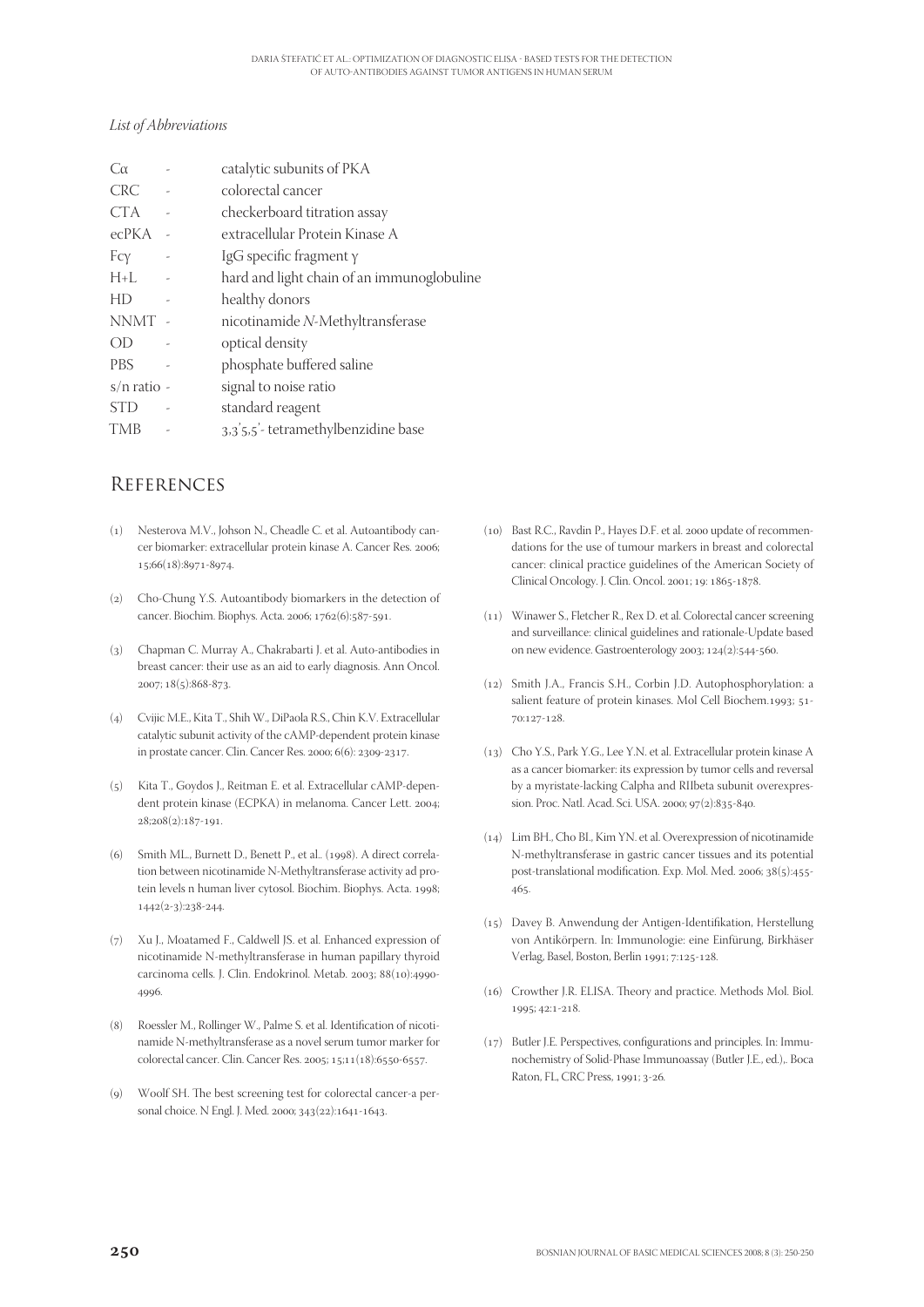*List of Abbreviations*

| | | |
|---|---|---|
| Cα | - | catalytic subunits of PKA |
| CRC | - | colorectal cancer |
| CTA | - | checkerboard titration assay |
| ecPKA | - | extracellular Protein Kinase A |
| Fcγ | - | IgG specific fragment γ |
| H+L | - | hard and light chain of an immunoglobuline |
| HD | - | healthy donors |
| NNMT | - | nicotinamide *N*-Methyltransferase |
| OD | - | optical density |
| PBS | - | phosphate buffered saline |
| s/n ratio | - | signal to noise ratio |
| STD | - | standard reagent |
| TMB | - | 3,3'5,5'- tetramethylbenzidine base |

# References

(1) Nesterova M.V., Johson N., Cheadle C. et al. Autoantibody cancer biomarker: extracellular protein kinase A. Cancer Res. 2006; 15;66(18):8971-8974.

(2) Cho-Chung Y.S. Autoantibody biomarkers in the detection of cancer. Biochim. Biophys. Acta. 2006; 1762(6):587-591.

(3) Chapman C. Murray A., Chakrabarti J. et al. Auto-antibodies in breast cancer: their use as an aid to early diagnosis. Ann Oncol. 2007; 18(5):868-873.

(4) Cvijic M.E., Kita T., Shih W., DiPaola R.S., Chin K.V. Extracellular catalytic subunit activity of the cAMP-dependent protein kinase in prostate cancer. Clin. Cancer Res. 2000; 6(6): 2309-2317.

(5) Kita T., Goydos J., Reitman E. et al. Extracellular cAMP-dependent protein kinase (ECPKA) in melanoma. Cancer Lett. 2004; 28;208(2):187-191.

(6) Smith ML., Burnett D., Benett P., et al.. (1998). A direct correlation between nicotinamide N-Methyltransferase activity ad protein levels n human liver cytosol. Biochim. Biophys. Acta. 1998; 1442(2-3):238-244.

(7) Xu J., Moatamed F., Caldwell JS. et al. Enhanced expression of nicotinamide N-methyltransferase in human papillary thyroid carcinoma cells. J. Clin. Endokrinol. Metab. 2003; 88(10):4990-4996.

(8) Roessler M., Rollinger W., Palme S. et al. Identification of nicotinamide N-methyltransferase as a novel serum tumor marker for colorectal cancer. Clin. Cancer Res. 2005; 15;11(18):6550-6557.

(9) Woolf SH. The best screening test for colorectal cancer-a personal choice. N Engl. J. Med. 2000; 343(22):1641-1643.

(10) Bast R.C., Ravdin P., Hayes D.F. et al. 2000 update of recommendations for the use of tumour markers in breast and colorectal cancer: clinical practice guidelines of the American Society of Clinical Oncology. J. Clin. Oncol. 2001; 19: 1865-1878.

(11) Winawer S., Fletcher R., Rex D. et al. Colorectal cancer screening and surveillance: clinical guidelines and rationale-Update based on new evidence. Gastroenterology 2003; 124(2):544-560.

(12) Smith J.A., Francis S.H., Corbin J.D. Autophosphorylation: a salient feature of protein kinases. Mol Cell Biochem.1993; 51-70:127-128.

(13) Cho Y.S., Park Y.G., Lee Y.N. et al. Extracellular protein kinase A as a cancer biomarker: its expression by tumor cells and reversal by a myristate-lacking Calpha and RIIbeta subunit overexpression. Proc. Natl. Acad. Sci. USA. 2000; 97(2):835-840.

(14) Lim BH., Cho BI., Kim YN. et al. Overexpression of nicotinamide N-methyltransferase in gastric cancer tissues and its potential post-translational modification. Exp. Mol. Med. 2006; 38(5):455-465.

(15) Davey B. Anwendung der Antigen-Identifikation, Herstellung von Antikörpern. In: Immunologie: eine Einfürung, Birkhäser Verlag, Basel, Boston, Berlin 1991; 7:125-128.

(16) Crowther J.R. ELISA. Theory and practice. Methods Mol. Biol. 1995; 42:1-218.

(17) Butler J.E. Perspectives, configurations and principles. In: Immunochemistry of Solid-Phase Immunoassay (Butler J.E., ed.),. Boca Raton, FL, CRC Press, 1991; 3-26.